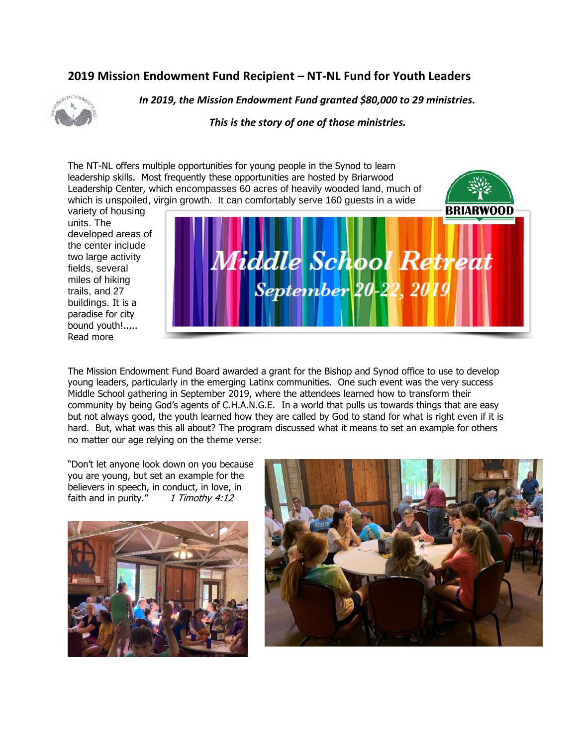## 2019 Mission Endowment Fund Recipient – NT-NL Fund for Youth Leaders

***In 2019, the Mission Endowment Fund granted $80,000 to 29 ministries.***

***This is the story of one of those ministries.***

The NT-NL offers multiple opportunities for young people in the Synod to learn leadership skills. Most frequently these opportunities are hosted by Briarwood Leadership Center, which encompasses 60 acres of heavily wooded land, much of which is unspoiled, virgin growth. It can comfortably serve 160 guests in a wide variety of housing units. The developed areas of the center include two large activity fields, several miles of hiking trails, and 27 buildings. It is a paradise for city bound youth!..... Read more

The Mission Endowment Fund Board awarded a grant for the Bishop and Synod office to use to develop young leaders, particularly in the emerging Latinx communities. One such event was the very success Middle School gathering in September 2019, where the attendees learned how to transform their community by being God's agents of C.H.A.N.G.E. In a world that pulls us towards things that are easy but not always good, the youth learned how they are called by God to stand for what is right even if it is hard. But, what was this all about? The program discussed what it means to set an example for others no matter our age relying on the theme verse:

"Don't let anyone look down on you because you are young, but set an example for the believers in speech, in conduct, in love, in faith and in purity." *1 Timothy 4:12*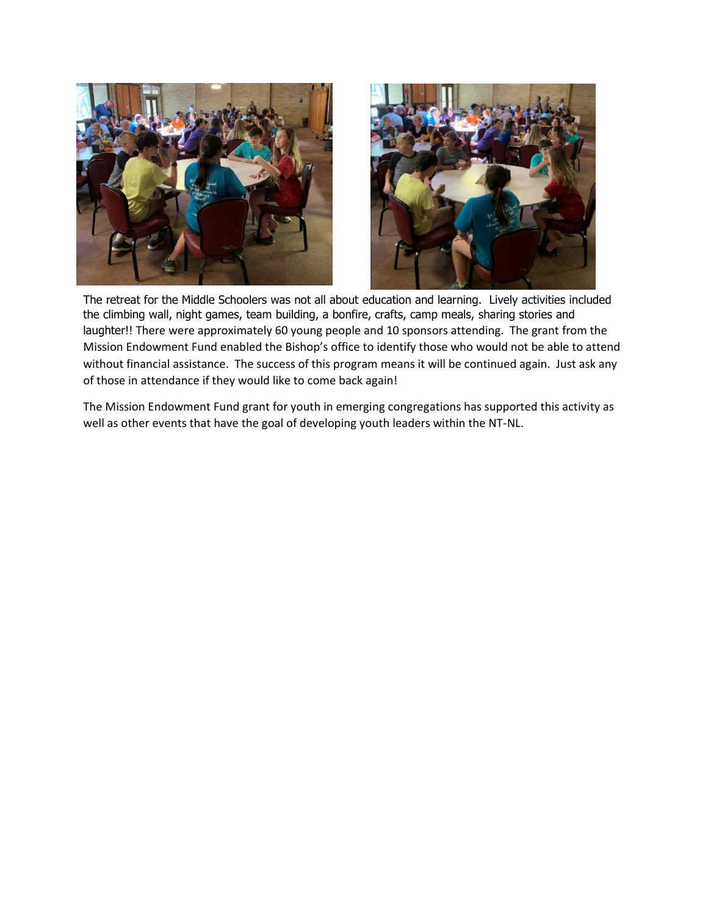The retreat for the Middle Schoolers was not all about education and learning. Lively activities included the climbing wall, night games, team building, a bonfire, crafts, camp meals, sharing stories and laughter!! There were approximately 60 young people and 10 sponsors attending. The grant from the Mission Endowment Fund enabled the Bishop's office to identify those who would not be able to attend without financial assistance. The success of this program means it will be continued again. Just ask any of those in attendance if they would like to come back again!

The Mission Endowment Fund grant for youth in emerging congregations has supported this activity as well as other events that have the goal of developing youth leaders within the NT-NL.